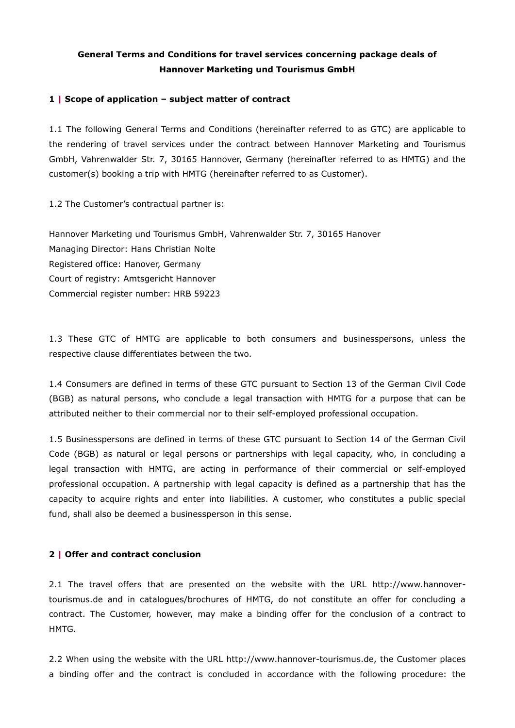# General Terms and Conditions for travel services concerning package deals of Hannover Marketing und Tourismus GmbH

## 1 | Scope of application – subject matter of contract

1.1 The following General Terms and Conditions (hereinafter referred to as GTC) are applicable to the rendering of travel services under the contract between Hannover Marketing and Tourismus GmbH, Vahrenwalder Str. 7, 30165 Hannover, Germany (hereinafter referred to as HMTG) and the customer(s) booking a trip with HMTG (hereinafter referred to as Customer).

1.2 The Customer's contractual partner is:

Hannover Marketing und Tourismus GmbH, Vahrenwalder Str. 7, 30165 Hanover
Managing Director: Hans Christian Nolte
Registered office: Hanover, Germany
Court of registry: Amtsgericht Hannover
Commercial register number: HRB 59223

1.3 These GTC of HMTG are applicable to both consumers and businesspersons, unless the respective clause differentiates between the two.

1.4 Consumers are defined in terms of these GTC pursuant to Section 13 of the German Civil Code (BGB) as natural persons, who conclude a legal transaction with HMTG for a purpose that can be attributed neither to their commercial nor to their self-employed professional occupation.

1.5 Businesspersons are defined in terms of these GTC pursuant to Section 14 of the German Civil Code (BGB) as natural or legal persons or partnerships with legal capacity, who, in concluding a legal transaction with HMTG, are acting in performance of their commercial or self-employed professional occupation. A partnership with legal capacity is defined as a partnership that has the capacity to acquire rights and enter into liabilities. A customer, who constitutes a public special fund, shall also be deemed a businessperson in this sense.

## 2 | Offer and contract conclusion

2.1 The travel offers that are presented on the website with the URL http://www.hannover-tourismus.de and in catalogues/brochures of HMTG, do not constitute an offer for concluding a contract. The Customer, however, may make a binding offer for the conclusion of a contract to HMTG.

2.2 When using the website with the URL http://www.hannover-tourismus.de, the Customer places a binding offer and the contract is concluded in accordance with the following procedure: the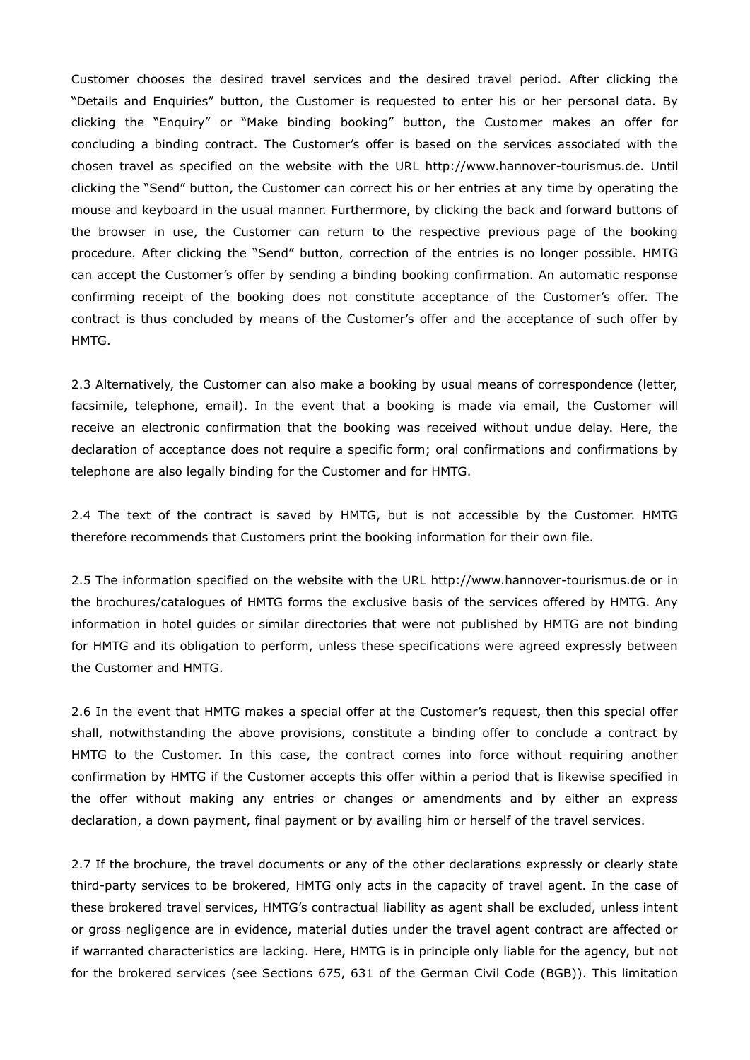Customer chooses the desired travel services and the desired travel period. After clicking the "Details and Enquiries" button, the Customer is requested to enter his or her personal data. By clicking the "Enquiry" or "Make binding booking" button, the Customer makes an offer for concluding a binding contract. The Customer's offer is based on the services associated with the chosen travel as specified on the website with the URL http://www.hannover-tourismus.de. Until clicking the "Send" button, the Customer can correct his or her entries at any time by operating the mouse and keyboard in the usual manner. Furthermore, by clicking the back and forward buttons of the browser in use, the Customer can return to the respective previous page of the booking procedure. After clicking the "Send" button, correction of the entries is no longer possible. HMTG can accept the Customer's offer by sending a binding booking confirmation. An automatic response confirming receipt of the booking does not constitute acceptance of the Customer's offer. The contract is thus concluded by means of the Customer's offer and the acceptance of such offer by HMTG.

2.3 Alternatively, the Customer can also make a booking by usual means of correspondence (letter, facsimile, telephone, email). In the event that a booking is made via email, the Customer will receive an electronic confirmation that the booking was received without undue delay. Here, the declaration of acceptance does not require a specific form; oral confirmations and confirmations by telephone are also legally binding for the Customer and for HMTG.

2.4 The text of the contract is saved by HMTG, but is not accessible by the Customer. HMTG therefore recommends that Customers print the booking information for their own file.

2.5 The information specified on the website with the URL http://www.hannover-tourismus.de or in the brochures/catalogues of HMTG forms the exclusive basis of the services offered by HMTG. Any information in hotel guides or similar directories that were not published by HMTG are not binding for HMTG and its obligation to perform, unless these specifications were agreed expressly between the Customer and HMTG.

2.6 In the event that HMTG makes a special offer at the Customer's request, then this special offer shall, notwithstanding the above provisions, constitute a binding offer to conclude a contract by HMTG to the Customer. In this case, the contract comes into force without requiring another confirmation by HMTG if the Customer accepts this offer within a period that is likewise specified in the offer without making any entries or changes or amendments and by either an express declaration, a down payment, final payment or by availing him or herself of the travel services.

2.7 If the brochure, the travel documents or any of the other declarations expressly or clearly state third-party services to be brokered, HMTG only acts in the capacity of travel agent. In the case of these brokered travel services, HMTG's contractual liability as agent shall be excluded, unless intent or gross negligence are in evidence, material duties under the travel agent contract are affected or if warranted characteristics are lacking. Here, HMTG is in principle only liable for the agency, but not for the brokered services (see Sections 675, 631 of the German Civil Code (BGB)). This limitation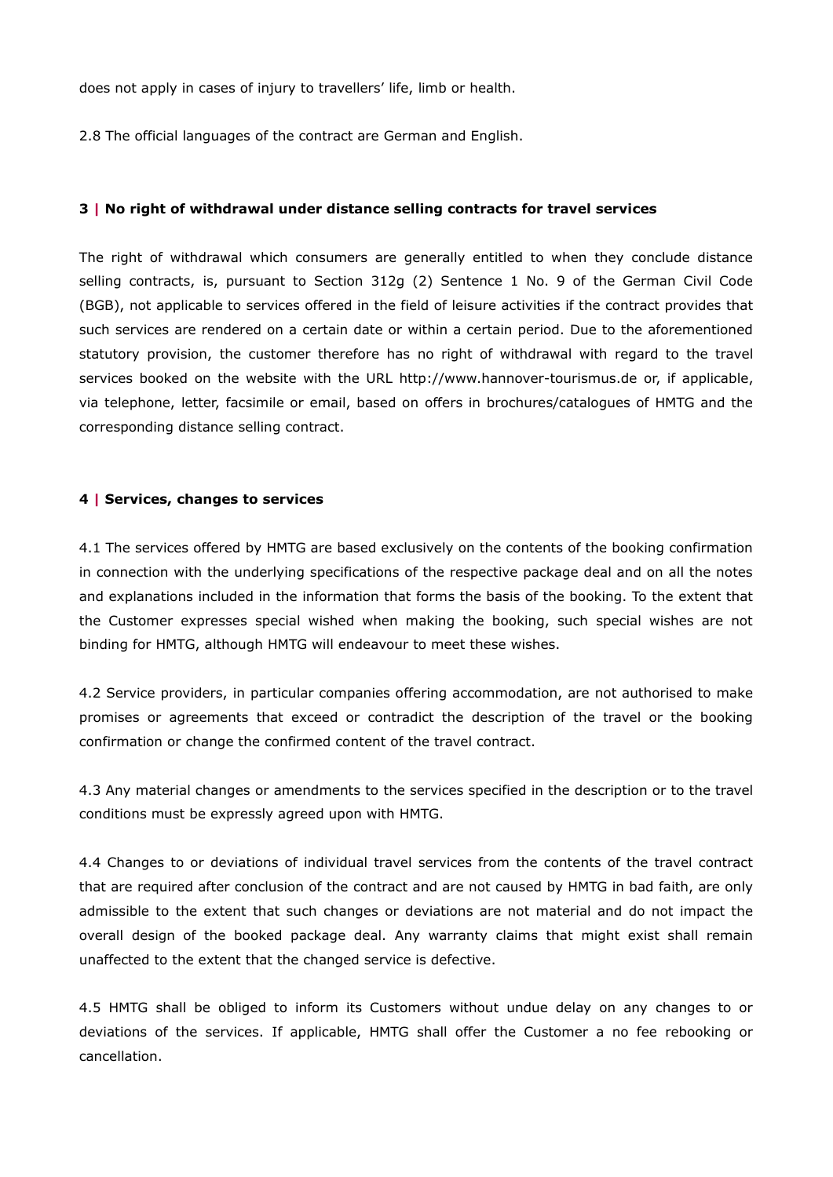does not apply in cases of injury to travellers' life, limb or health.

2.8 The official languages of the contract are German and English.

### 3 | No right of withdrawal under distance selling contracts for travel services

The right of withdrawal which consumers are generally entitled to when they conclude distance selling contracts, is, pursuant to Section 312g (2) Sentence 1 No. 9 of the German Civil Code (BGB), not applicable to services offered in the field of leisure activities if the contract provides that such services are rendered on a certain date or within a certain period. Due to the aforementioned statutory provision, the customer therefore has no right of withdrawal with regard to the travel services booked on the website with the URL http://www.hannover-tourismus.de or, if applicable, via telephone, letter, facsimile or email, based on offers in brochures/catalogues of HMTG and the corresponding distance selling contract.

### 4 | Services, changes to services

4.1 The services offered by HMTG are based exclusively on the contents of the booking confirmation in connection with the underlying specifications of the respective package deal and on all the notes and explanations included in the information that forms the basis of the booking. To the extent that the Customer expresses special wished when making the booking, such special wishes are not binding for HMTG, although HMTG will endeavour to meet these wishes.

4.2 Service providers, in particular companies offering accommodation, are not authorised to make promises or agreements that exceed or contradict the description of the travel or the booking confirmation or change the confirmed content of the travel contract.

4.3 Any material changes or amendments to the services specified in the description or to the travel conditions must be expressly agreed upon with HMTG.

4.4 Changes to or deviations of individual travel services from the contents of the travel contract that are required after conclusion of the contract and are not caused by HMTG in bad faith, are only admissible to the extent that such changes or deviations are not material and do not impact the overall design of the booked package deal. Any warranty claims that might exist shall remain unaffected to the extent that the changed service is defective.

4.5 HMTG shall be obliged to inform its Customers without undue delay on any changes to or deviations of the services. If applicable, HMTG shall offer the Customer a no fee rebooking or cancellation.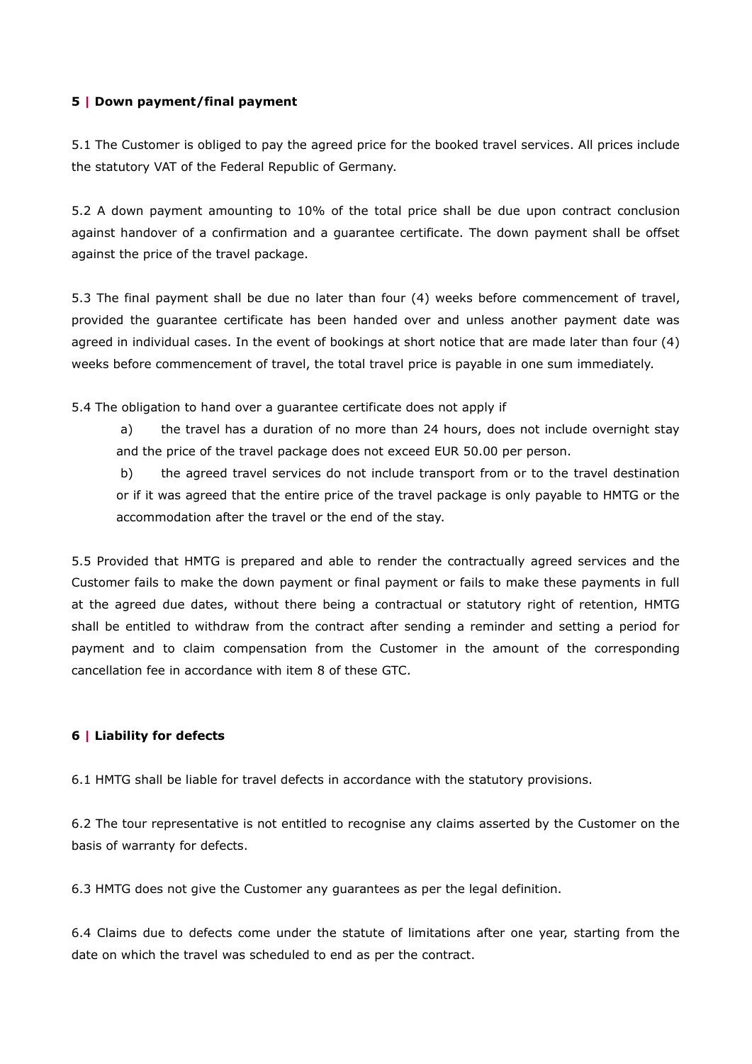## 5 | Down payment/final payment

5.1 The Customer is obliged to pay the agreed price for the booked travel services. All prices include the statutory VAT of the Federal Republic of Germany.

5.2 A down payment amounting to 10% of the total price shall be due upon contract conclusion against handover of a confirmation and a guarantee certificate. The down payment shall be offset against the price of the travel package.

5.3 The final payment shall be due no later than four (4) weeks before commencement of travel, provided the guarantee certificate has been handed over and unless another payment date was agreed in individual cases. In the event of bookings at short notice that are made later than four (4) weeks before commencement of travel, the total travel price is payable in one sum immediately.

5.4 The obligation to hand over a guarantee certificate does not apply if

a) the travel has a duration of no more than 24 hours, does not include overnight stay and the price of the travel package does not exceed EUR 50.00 per person.

b) the agreed travel services do not include transport from or to the travel destination or if it was agreed that the entire price of the travel package is only payable to HMTG or the accommodation after the travel or the end of the stay.

5.5 Provided that HMTG is prepared and able to render the contractually agreed services and the Customer fails to make the down payment or final payment or fails to make these payments in full at the agreed due dates, without there being a contractual or statutory right of retention, HMTG shall be entitled to withdraw from the contract after sending a reminder and setting a period for payment and to claim compensation from the Customer in the amount of the corresponding cancellation fee in accordance with item 8 of these GTC.

## 6 | Liability for defects

6.1 HMTG shall be liable for travel defects in accordance with the statutory provisions.

6.2 The tour representative is not entitled to recognise any claims asserted by the Customer on the basis of warranty for defects.

6.3 HMTG does not give the Customer any guarantees as per the legal definition.

6.4 Claims due to defects come under the statute of limitations after one year, starting from the date on which the travel was scheduled to end as per the contract.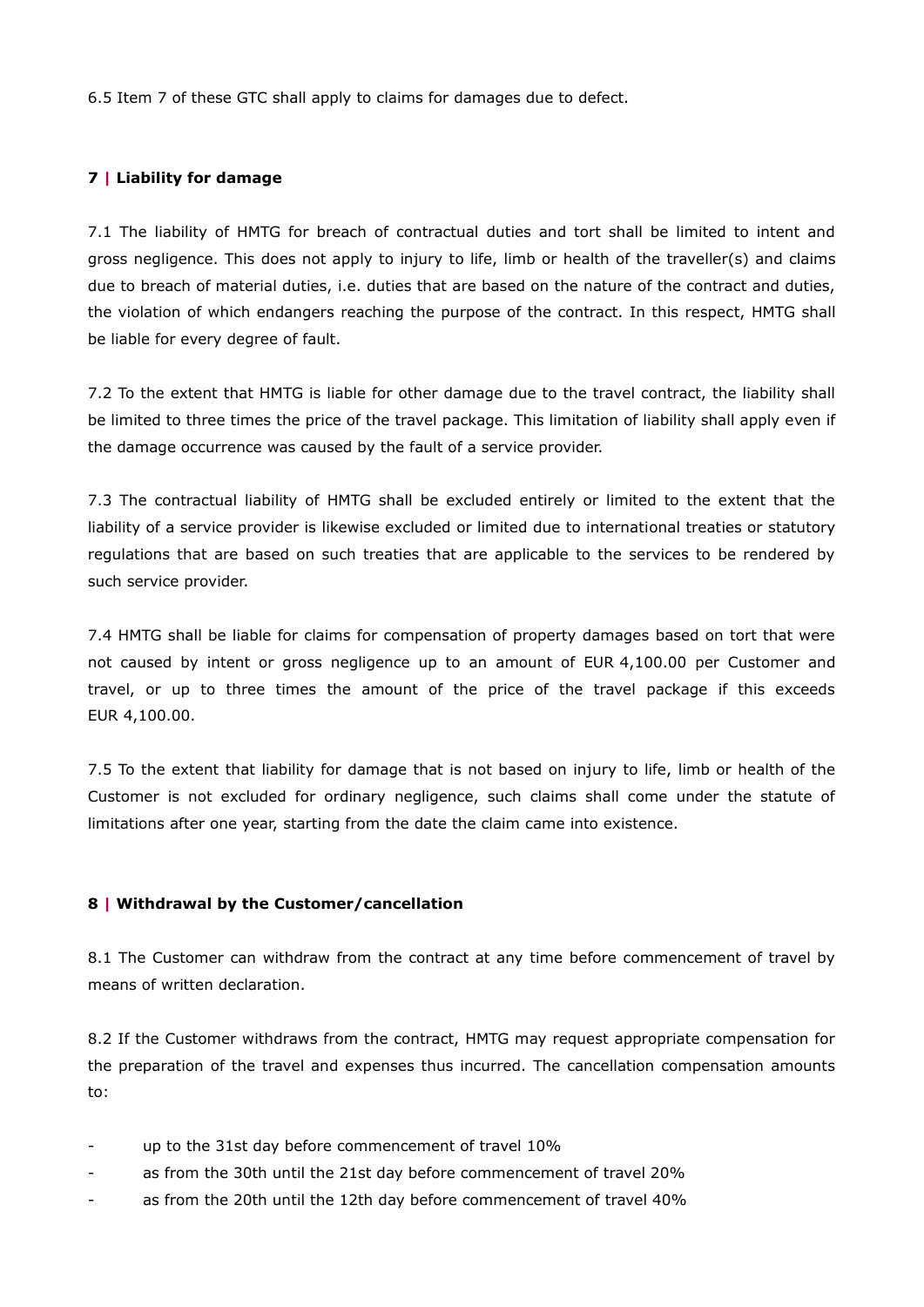6.5 Item 7 of these GTC shall apply to claims for damages due to defect.

## 7 | Liability for damage

7.1 The liability of HMTG for breach of contractual duties and tort shall be limited to intent and gross negligence. This does not apply to injury to life, limb or health of the traveller(s) and claims due to breach of material duties, i.e. duties that are based on the nature of the contract and duties, the violation of which endangers reaching the purpose of the contract. In this respect, HMTG shall be liable for every degree of fault.

7.2 To the extent that HMTG is liable for other damage due to the travel contract, the liability shall be limited to three times the price of the travel package. This limitation of liability shall apply even if the damage occurrence was caused by the fault of a service provider.

7.3 The contractual liability of HMTG shall be excluded entirely or limited to the extent that the liability of a service provider is likewise excluded or limited due to international treaties or statutory regulations that are based on such treaties that are applicable to the services to be rendered by such service provider.

7.4 HMTG shall be liable for claims for compensation of property damages based on tort that were not caused by intent or gross negligence up to an amount of EUR 4,100.00 per Customer and travel, or up to three times the amount of the price of the travel package if this exceeds EUR 4,100.00.

7.5 To the extent that liability for damage that is not based on injury to life, limb or health of the Customer is not excluded for ordinary negligence, such claims shall come under the statute of limitations after one year, starting from the date the claim came into existence.

## 8 | Withdrawal by the Customer/cancellation

8.1 The Customer can withdraw from the contract at any time before commencement of travel by means of written declaration.

8.2 If the Customer withdraws from the contract, HMTG may request appropriate compensation for the preparation of the travel and expenses thus incurred. The cancellation compensation amounts to:

- up to the 31st day before commencement of travel 10%
- as from the 30th until the 21st day before commencement of travel 20%
- as from the 20th until the 12th day before commencement of travel 40%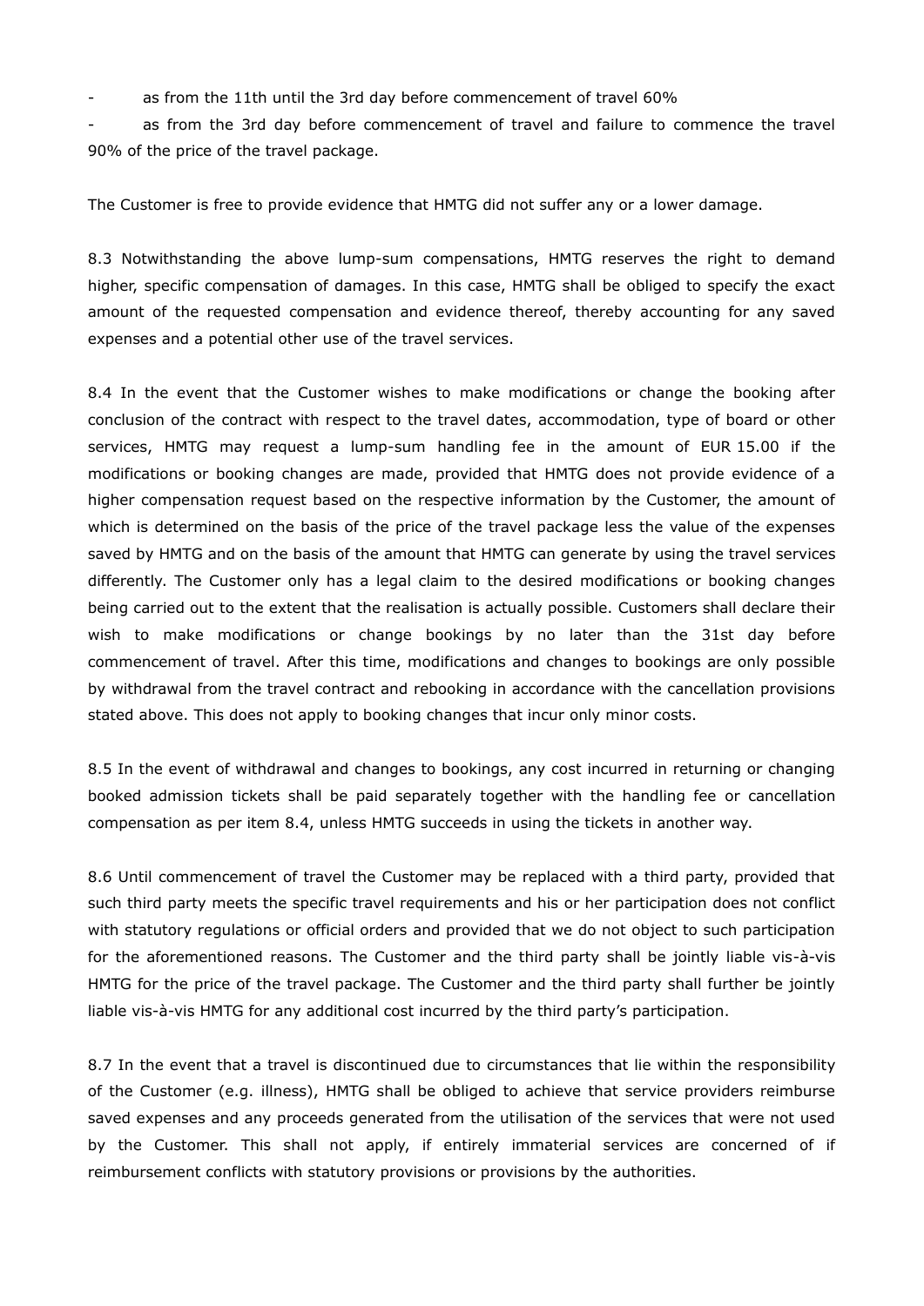- as from the 11th until the 3rd day before commencement of travel 60%
- as from the 3rd day before commencement of travel and failure to commence the travel 90% of the price of the travel package.

The Customer is free to provide evidence that HMTG did not suffer any or a lower damage.

8.3 Notwithstanding the above lump-sum compensations, HMTG reserves the right to demand higher, specific compensation of damages. In this case, HMTG shall be obliged to specify the exact amount of the requested compensation and evidence thereof, thereby accounting for any saved expenses and a potential other use of the travel services.

8.4 In the event that the Customer wishes to make modifications or change the booking after conclusion of the contract with respect to the travel dates, accommodation, type of board or other services, HMTG may request a lump-sum handling fee in the amount of EUR 15.00 if the modifications or booking changes are made, provided that HMTG does not provide evidence of a higher compensation request based on the respective information by the Customer, the amount of which is determined on the basis of the price of the travel package less the value of the expenses saved by HMTG and on the basis of the amount that HMTG can generate by using the travel services differently. The Customer only has a legal claim to the desired modifications or booking changes being carried out to the extent that the realisation is actually possible. Customers shall declare their wish to make modifications or change bookings by no later than the 31st day before commencement of travel. After this time, modifications and changes to bookings are only possible by withdrawal from the travel contract and rebooking in accordance with the cancellation provisions stated above. This does not apply to booking changes that incur only minor costs.

8.5 In the event of withdrawal and changes to bookings, any cost incurred in returning or changing booked admission tickets shall be paid separately together with the handling fee or cancellation compensation as per item 8.4, unless HMTG succeeds in using the tickets in another way.

8.6 Until commencement of travel the Customer may be replaced with a third party, provided that such third party meets the specific travel requirements and his or her participation does not conflict with statutory regulations or official orders and provided that we do not object to such participation for the aforementioned reasons. The Customer and the third party shall be jointly liable vis-à-vis HMTG for the price of the travel package. The Customer and the third party shall further be jointly liable vis-à-vis HMTG for any additional cost incurred by the third party's participation.

8.7 In the event that a travel is discontinued due to circumstances that lie within the responsibility of the Customer (e.g. illness), HMTG shall be obliged to achieve that service providers reimburse saved expenses and any proceeds generated from the utilisation of the services that were not used by the Customer. This shall not apply, if entirely immaterial services are concerned of if reimbursement conflicts with statutory provisions or provisions by the authorities.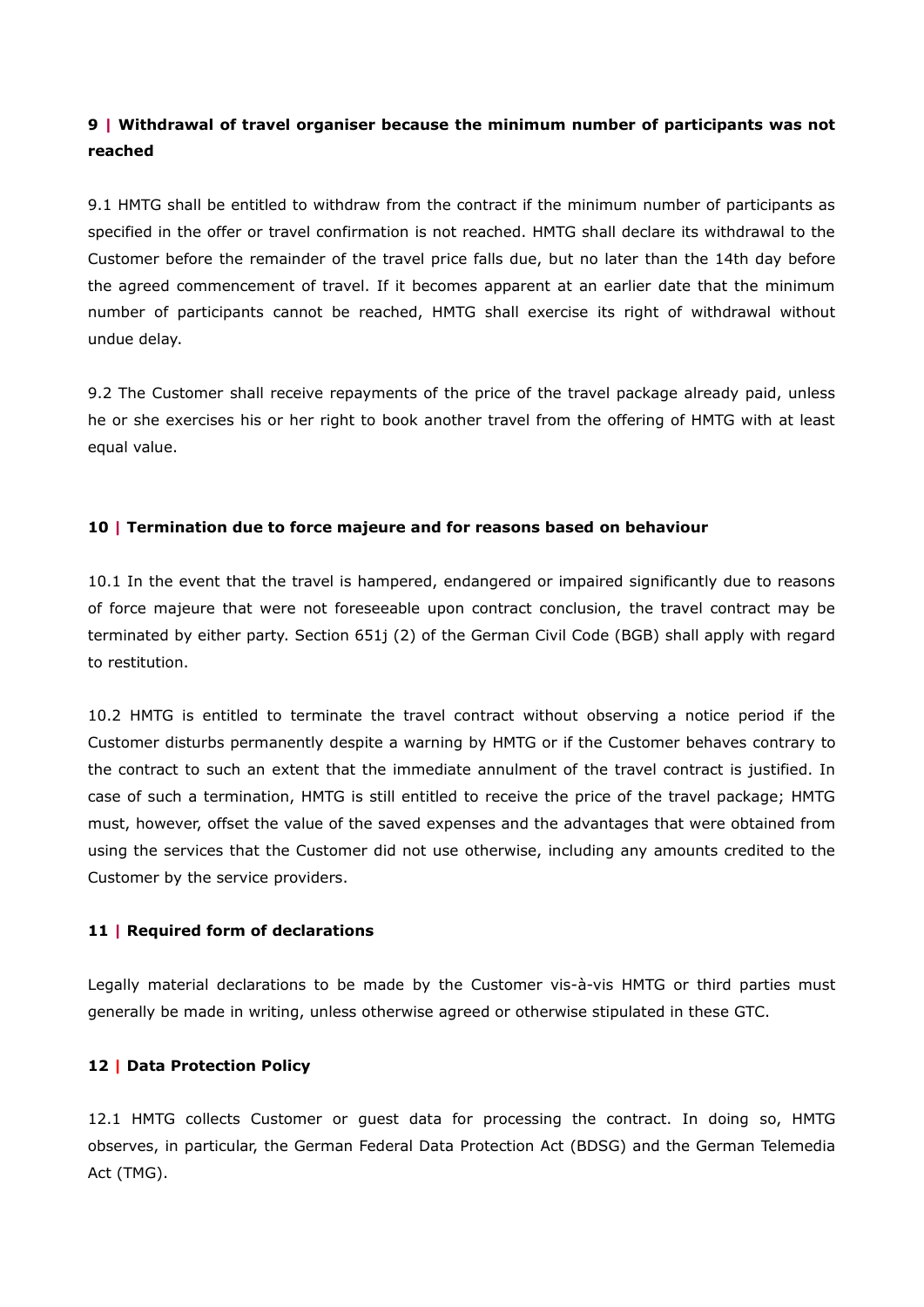## 9 | Withdrawal of travel organiser because the minimum number of participants was not reached

9.1 HMTG shall be entitled to withdraw from the contract if the minimum number of participants as specified in the offer or travel confirmation is not reached. HMTG shall declare its withdrawal to the Customer before the remainder of the travel price falls due, but no later than the 14th day before the agreed commencement of travel. If it becomes apparent at an earlier date that the minimum number of participants cannot be reached, HMTG shall exercise its right of withdrawal without undue delay.

9.2 The Customer shall receive repayments of the price of the travel package already paid, unless he or she exercises his or her right to book another travel from the offering of HMTG with at least equal value.

## 10 | Termination due to force majeure and for reasons based on behaviour

10.1 In the event that the travel is hampered, endangered or impaired significantly due to reasons of force majeure that were not foreseeable upon contract conclusion, the travel contract may be terminated by either party. Section 651j (2) of the German Civil Code (BGB) shall apply with regard to restitution.

10.2 HMTG is entitled to terminate the travel contract without observing a notice period if the Customer disturbs permanently despite a warning by HMTG or if the Customer behaves contrary to the contract to such an extent that the immediate annulment of the travel contract is justified. In case of such a termination, HMTG is still entitled to receive the price of the travel package; HMTG must, however, offset the value of the saved expenses and the advantages that were obtained from using the services that the Customer did not use otherwise, including any amounts credited to the Customer by the service providers.

## 11 | Required form of declarations

Legally material declarations to be made by the Customer vis-à-vis HMTG or third parties must generally be made in writing, unless otherwise agreed or otherwise stipulated in these GTC.

## 12 | Data Protection Policy

12.1 HMTG collects Customer or guest data for processing the contract. In doing so, HMTG observes, in particular, the German Federal Data Protection Act (BDSG) and the German Telemedia Act (TMG).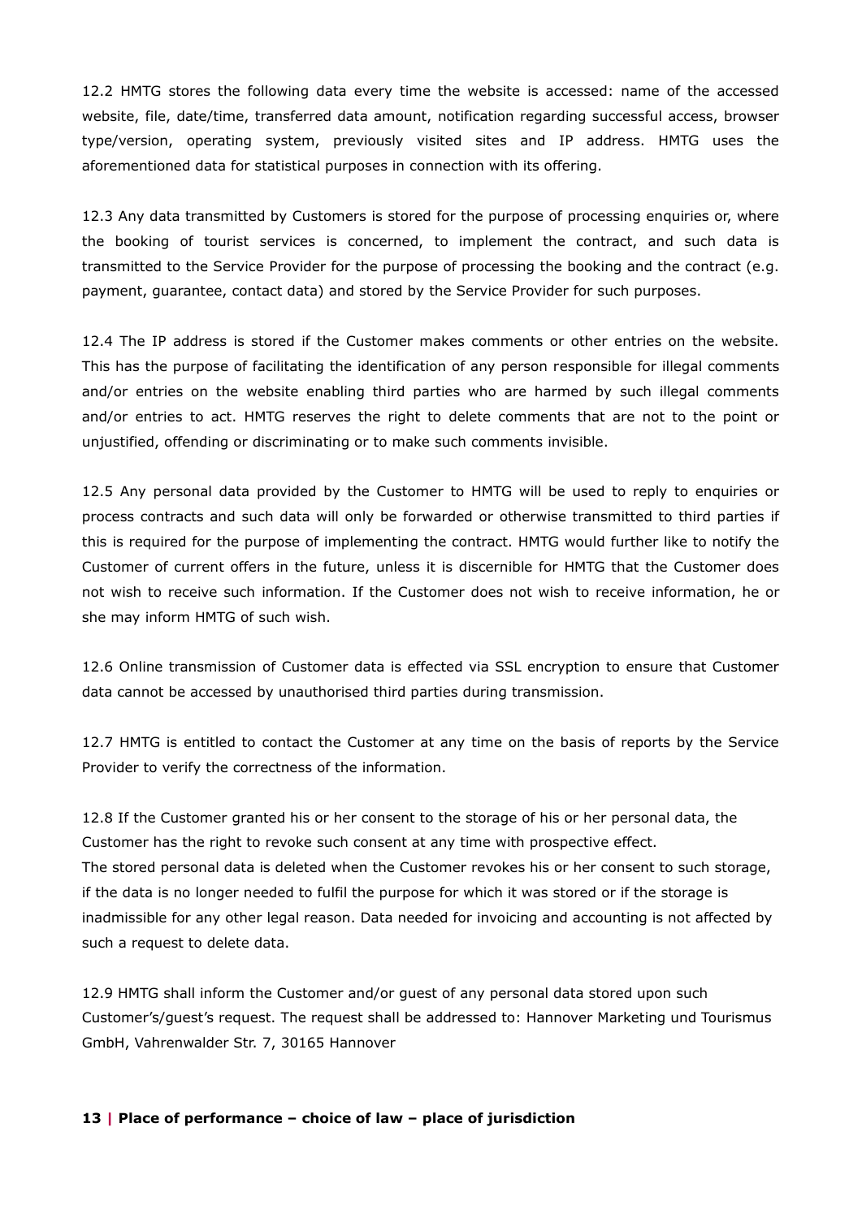12.2 HMTG stores the following data every time the website is accessed: name of the accessed website, file, date/time, transferred data amount, notification regarding successful access, browser type/version, operating system, previously visited sites and IP address. HMTG uses the aforementioned data for statistical purposes in connection with its offering.

12.3 Any data transmitted by Customers is stored for the purpose of processing enquiries or, where the booking of tourist services is concerned, to implement the contract, and such data is transmitted to the Service Provider for the purpose of processing the booking and the contract (e.g. payment, guarantee, contact data) and stored by the Service Provider for such purposes.

12.4 The IP address is stored if the Customer makes comments or other entries on the website. This has the purpose of facilitating the identification of any person responsible for illegal comments and/or entries on the website enabling third parties who are harmed by such illegal comments and/or entries to act. HMTG reserves the right to delete comments that are not to the point or unjustified, offending or discriminating or to make such comments invisible.

12.5 Any personal data provided by the Customer to HMTG will be used to reply to enquiries or process contracts and such data will only be forwarded or otherwise transmitted to third parties if this is required for the purpose of implementing the contract. HMTG would further like to notify the Customer of current offers in the future, unless it is discernible for HMTG that the Customer does not wish to receive such information. If the Customer does not wish to receive information, he or she may inform HMTG of such wish.

12.6 Online transmission of Customer data is effected via SSL encryption to ensure that Customer data cannot be accessed by unauthorised third parties during transmission.

12.7 HMTG is entitled to contact the Customer at any time on the basis of reports by the Service Provider to verify the correctness of the information.

12.8 If the Customer granted his or her consent to the storage of his or her personal data, the Customer has the right to revoke such consent at any time with prospective effect.
The stored personal data is deleted when the Customer revokes his or her consent to such storage, if the data is no longer needed to fulfil the purpose for which it was stored or if the storage is inadmissible for any other legal reason. Data needed for invoicing and accounting is not affected by such a request to delete data.

12.9 HMTG shall inform the Customer and/or guest of any personal data stored upon such Customer's/guest's request. The request shall be addressed to: Hannover Marketing und Tourismus GmbH, Vahrenwalder Str. 7, 30165 Hannover

## 13 | Place of performance – choice of law – place of jurisdiction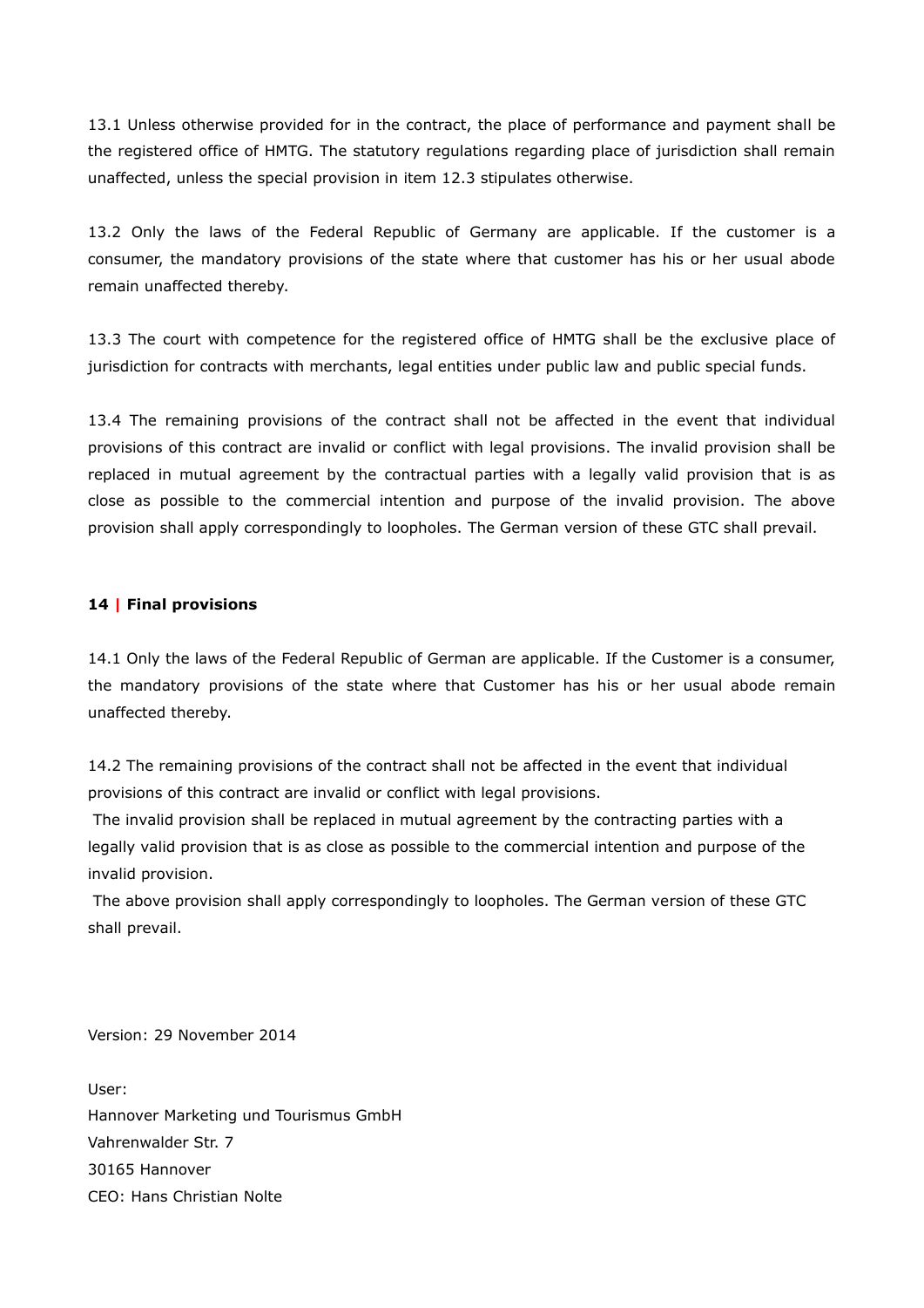13.1 Unless otherwise provided for in the contract, the place of performance and payment shall be the registered office of HMTG. The statutory regulations regarding place of jurisdiction shall remain unaffected, unless the special provision in item 12.3 stipulates otherwise.

13.2 Only the laws of the Federal Republic of Germany are applicable. If the customer is a consumer, the mandatory provisions of the state where that customer has his or her usual abode remain unaffected thereby.

13.3 The court with competence for the registered office of HMTG shall be the exclusive place of jurisdiction for contracts with merchants, legal entities under public law and public special funds.

13.4 The remaining provisions of the contract shall not be affected in the event that individual provisions of this contract are invalid or conflict with legal provisions. The invalid provision shall be replaced in mutual agreement by the contractual parties with a legally valid provision that is as close as possible to the commercial intention and purpose of the invalid provision. The above provision shall apply correspondingly to loopholes. The German version of these GTC shall prevail.

**14 | Final provisions**

14.1 Only the laws of the Federal Republic of German are applicable. If the Customer is a consumer, the mandatory provisions of the state where that Customer has his or her usual abode remain unaffected thereby.

14.2 The remaining provisions of the contract shall not be affected in the event that individual provisions of this contract are invalid or conflict with legal provisions.
The invalid provision shall be replaced in mutual agreement by the contracting parties with a legally valid provision that is as close as possible to the commercial intention and purpose of the invalid provision.
The above provision shall apply correspondingly to loopholes. The German version of these GTC shall prevail.

Version: 29 November 2014

User:
Hannover Marketing und Tourismus GmbH
Vahrenwalder Str. 7
30165 Hannover
CEO: Hans Christian Nolte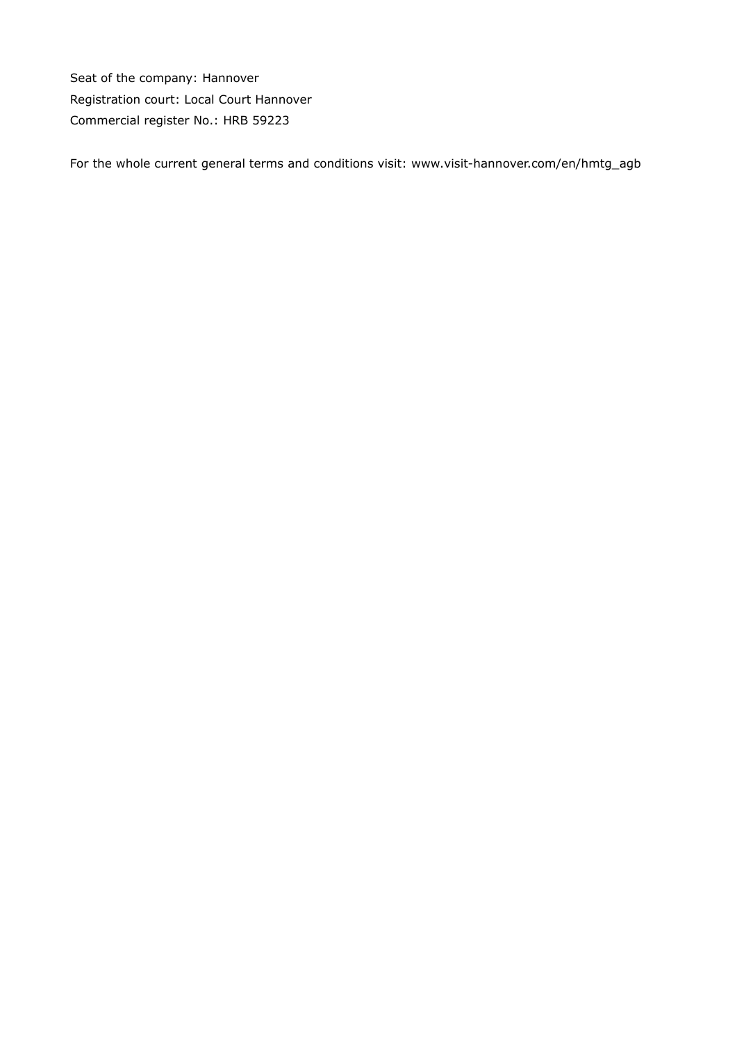Seat of the company: Hannover
Registration court: Local Court Hannover
Commercial register No.: HRB 59223

For the whole current general terms and conditions visit: www.visit-hannover.com/en/hmtg_agb